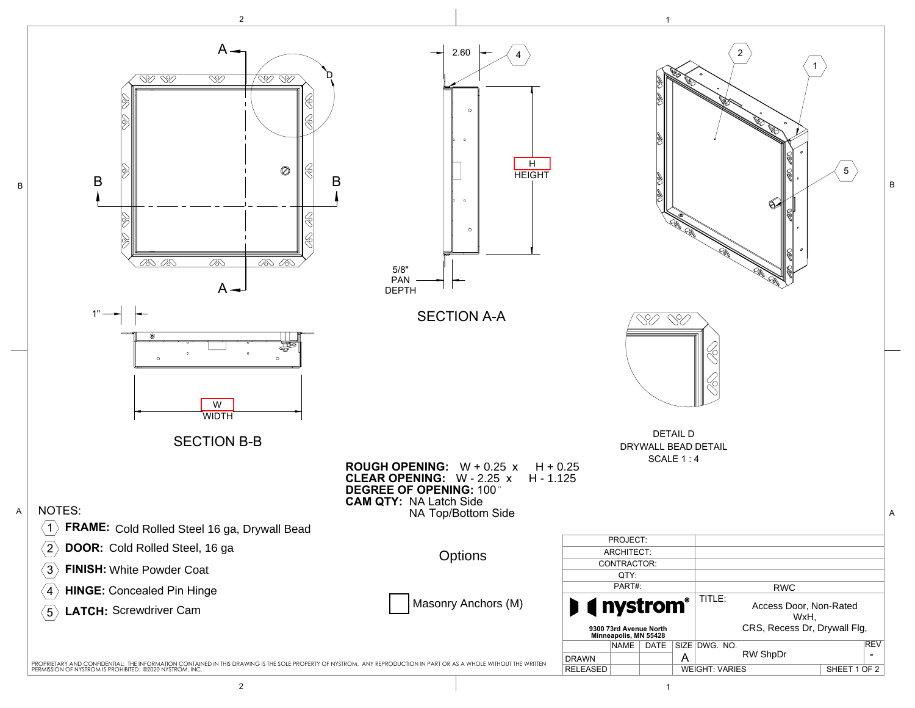SECTION A-A

2.60

H
HEIGHT

5/8"
PAN
DEPTH

1"

W
WIDTH

SECTION B-B

DETAIL D
DRYWALL BEAD DETAIL
SCALE 1 : 4

**ROUGH OPENING:** W + 0.25 x H + 0.25
**CLEAR OPENING:** W - 2.25 x H - 1.125
**DEGREE OF OPENING:** 100°
**CAM QTY:** NA Latch Side
NA Top/Bottom Side

NOTES:

1. **FRAME:** Cold Rolled Steel 16 ga, Drywall Bead
2. **DOOR:** Cold Rolled Steel, 16 ga
3. **FINISH:** White Powder Coat
4. **HINGE:** Concealed Pin Hinge
5. **LATCH:** Screwdriver Cam

Options

☐ Masonry Anchors (M)

PROPRIETARY AND CONFIDENTIAL: THE INFORMATION CONTAINED IN THIS DRAWING IS THE SOLE PROPERTY OF NYSTROM. ANY REPRODUCTION IN PART OR AS A WHOLE WITHOUT THE WRITTEN PERMISSION OF NYSTROM IS PROHIBITED. ©2020 NYSTROM, INC.

| | | | | |
|---|---|---|---|---|
| PROJECT: | | | | |
| ARCHITECT: | | | | |
| CONTRACTOR: | | | | |
| QTY: | | | | |
| PART#: | RWC | | | |
| nystrom® 9300 73rd Avenue North Minneapolis, MN 55428 | TITLE: Access Door, Non-Rated WxH, CRS, Recess Dr, Drywall Flg, | | | |
| | NAME | DATE | SIZE | DWG. NO. RW ShpDr | REV - |
| DRAWN | | | A | | |
| RELEASED | | | WEIGHT: VARIES | | SHEET 1 OF 2 |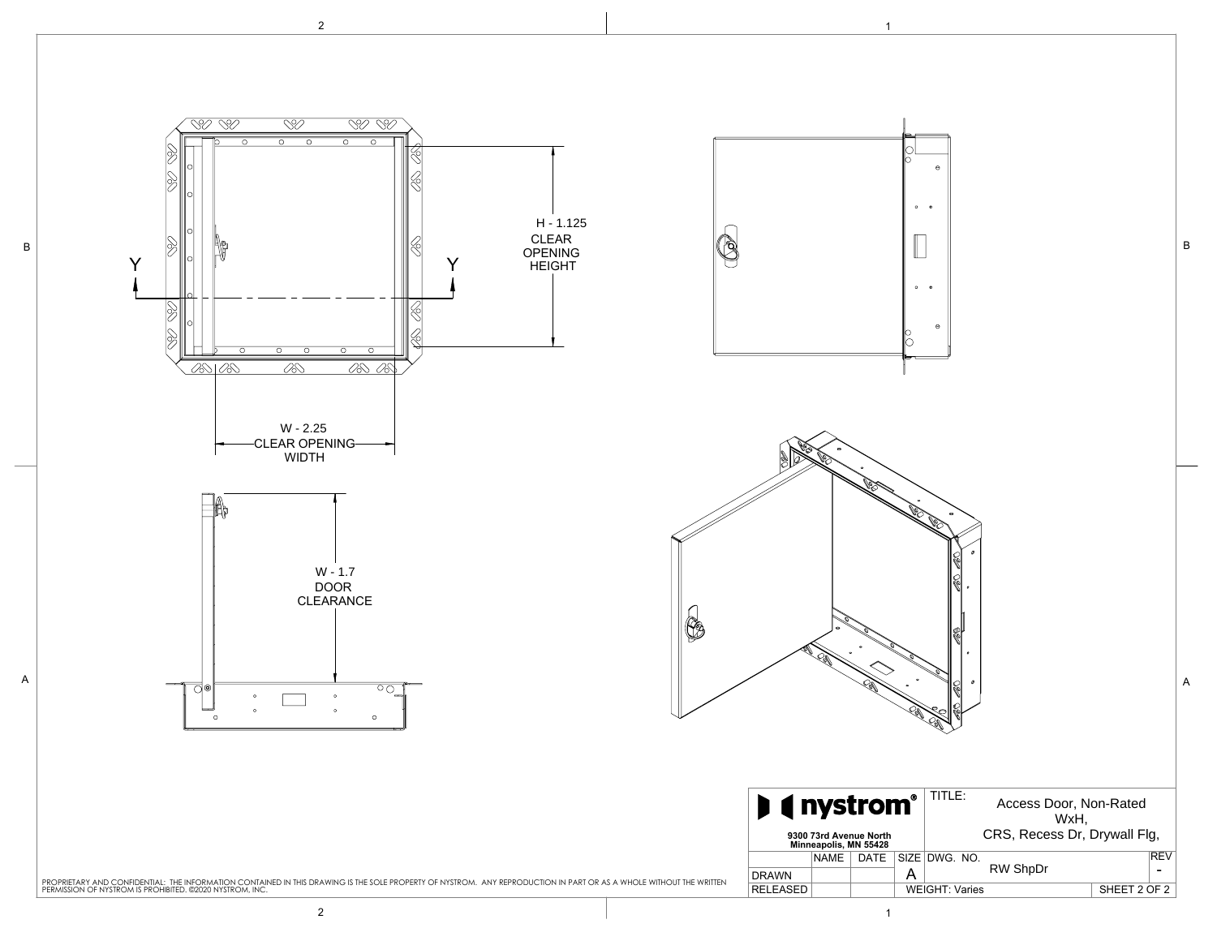H - 1.125
CLEAR
OPENING
HEIGHT

Y Y

W - 2.25
CLEAR OPENING
WIDTH

W - 1.7
DOOR
CLEARANCE

**nystrom**®

9300 73rd Avenue North
Minneapolis, MN 55428

TITLE: Access Door, Non-Rated
WxH,
CRS, Recess Dr, Drywall Flg,

| | NAME | DATE | SIZE | DWG. NO. | REV |
|---|---|---|---|---|---|
| DRAWN | | | A | RW ShpDr | - |
| RELEASED | | | WEIGHT: Varies | | SHEET 2 OF 2 |

PROPRIETARY AND CONFIDENTIAL: THE INFORMATION CONTAINED IN THIS DRAWING IS THE SOLE PROPERTY OF NYSTROM. ANY REPRODUCTION IN PART OR AS A WHOLE WITHOUT THE WRITTEN PERMISSION OF NYSTROM IS PROHIBITED. ©2020 NYSTROM, INC.